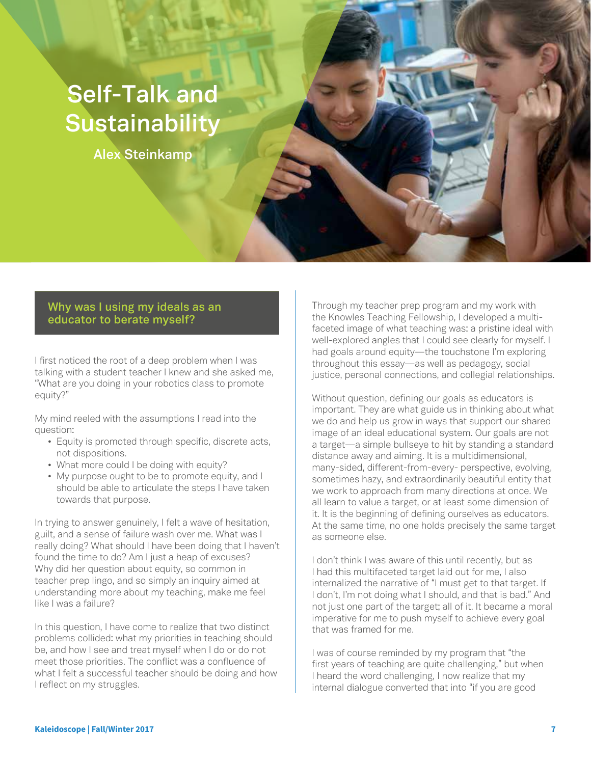# Self-Talk and Sustainability

**Alex Steinkamp**

> **Why was I using my ideals as an educator to berate myself?**

I first noticed the root of a deep problem when I was talking with a student teacher I knew and she asked me, "What are you doing in your robotics class to promote equity?"

My mind reeled with the assumptions I read into the question:

- Equity is promoted through specific, discrete acts, not dispositions.
- What more could I be doing with equity?
- My purpose ought to be to promote equity, and I should be able to articulate the steps I have taken towards that purpose.

In trying to answer genuinely, I felt a wave of hesitation, guilt, and a sense of failure wash over me. What was I really doing? What should I have been doing that I haven't found the time to do? Am I just a heap of excuses? Why did her question about equity, so common in teacher prep lingo, and so simply an inquiry aimed at understanding more about my teaching, make me feel like I was a failure?

In this question, I have come to realize that two distinct problems collided: what my priorities in teaching should be, and how I see and treat myself when I do or do not meet those priorities. The conflict was a confluence of what I felt a successful teacher should be doing and how I reflect on my struggles.

Through my teacher prep program and my work with the Knowles Teaching Fellowship, I developed a multi-faceted image of what teaching was: a pristine ideal with well-explored angles that I could see clearly for myself. I had goals around equity—the touchstone I'm exploring throughout this essay—as well as pedagogy, social justice, personal connections, and collegial relationships.

Without question, defining our goals as educators is important. They are what guide us in thinking about what we do and help us grow in ways that support our shared image of an ideal educational system. Our goals are not a target—a simple bullseye to hit by standing a standard distance away and aiming. It is a multidimensional, many-sided, different-from-every- perspective, evolving, sometimes hazy, and extraordinarily beautiful entity that we work to approach from many directions at once. We all learn to value a target, or at least some dimension of it. It is the beginning of defining ourselves as educators. At the same time, no one holds precisely the same target as someone else.

I don't think I was aware of this until recently, but as I had this multifaceted target laid out for me, I also internalized the narrative of "I must get to that target. If I don't, I'm not doing what I should, and that is bad." And not just one part of the target; all of it. It became a moral imperative for me to push myself to achieve every goal that was framed for me.

I was of course reminded by my program that "the first years of teaching are quite challenging," but when I heard the word challenging, I now realize that my internal dialogue converted that into "if you are good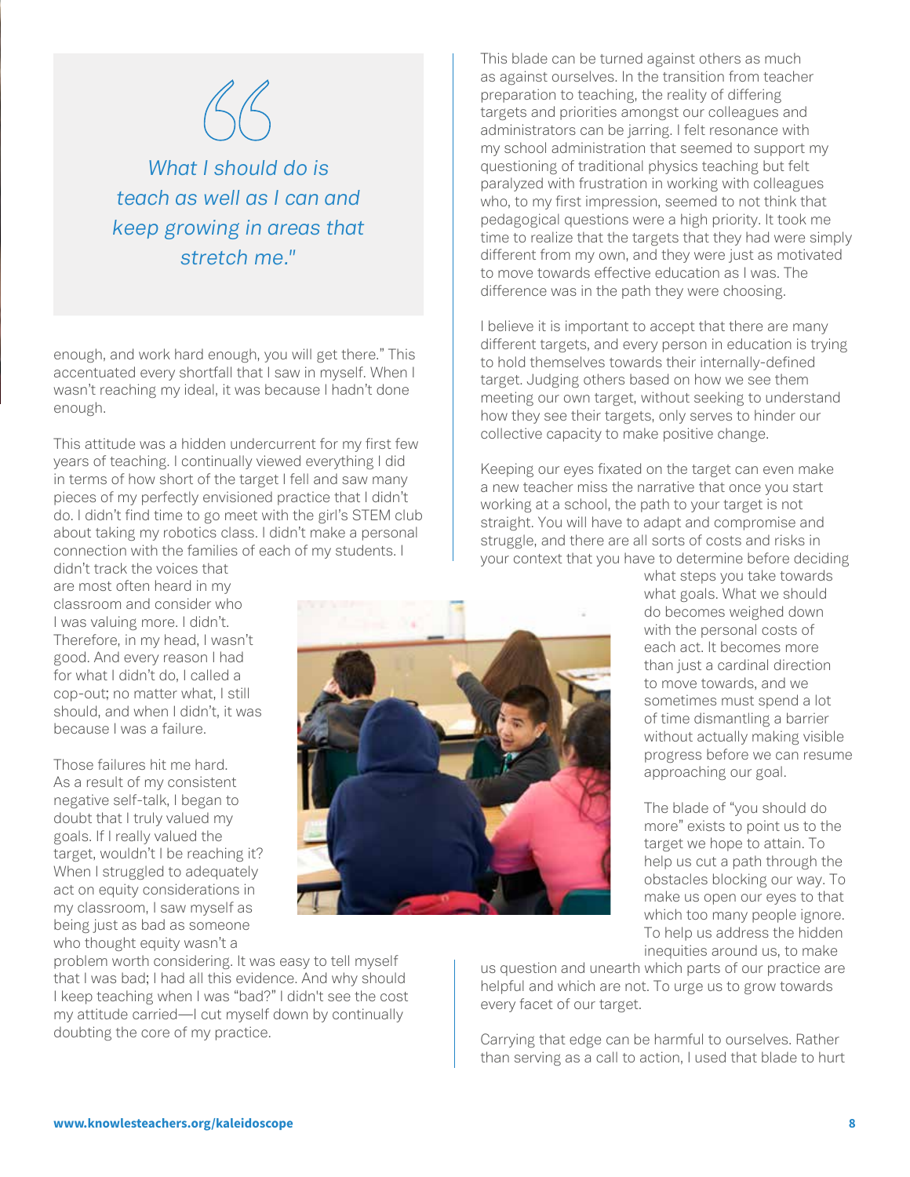> *What I should do is teach as well as I can and keep growing in areas that stretch me."*

enough, and work hard enough, you will get there." This accentuated every shortfall that I saw in myself. When I wasn't reaching my ideal, it was because I hadn't done enough.

This attitude was a hidden undercurrent for my first few years of teaching. I continually viewed everything I did in terms of how short of the target I fell and saw many pieces of my perfectly envisioned practice that I didn't do. I didn't find time to go meet with the girl's STEM club about taking my robotics class. I didn't make a personal connection with the families of each of my students. I didn't track the voices that are most often heard in my classroom and consider who I was valuing more. I didn't. Therefore, in my head, I wasn't good. And every reason I had for what I didn't do, I called a cop-out; no matter what, I still should, and when I didn't, it was because I was a failure.

Those failures hit me hard. As a result of my consistent negative self-talk, I began to doubt that I truly valued my goals. If I really valued the target, wouldn't I be reaching it? When I struggled to adequately act on equity considerations in my classroom, I saw myself as being just as bad as someone who thought equity wasn't a problem worth considering. It was easy to tell myself that I was bad; I had all this evidence. And why should I keep teaching when I was "bad?" I didn't see the cost my attitude carried—I cut myself down by continually doubting the core of my practice.

This blade can be turned against others as much as against ourselves. In the transition from teacher preparation to teaching, the reality of differing targets and priorities amongst our colleagues and administrators can be jarring. I felt resonance with my school administration that seemed to support my questioning of traditional physics teaching but felt paralyzed with frustration in working with colleagues who, to my first impression, seemed to not think that pedagogical questions were a high priority. It took me time to realize that the targets that they had were simply different from my own, and they were just as motivated to move towards effective education as I was. The difference was in the path they were choosing.

I believe it is important to accept that there are many different targets, and every person in education is trying to hold themselves towards their internally-defined target. Judging others based on how we see them meeting our own target, without seeking to understand how they see their targets, only serves to hinder our collective capacity to make positive change.

Keeping our eyes fixated on the target can even make a new teacher miss the narrative that once you start working at a school, the path to your target is not straight. You will have to adapt and compromise and struggle, and there are all sorts of costs and risks in your context that you have to determine before deciding what steps you take towards what goals. What we should do becomes weighed down with the personal costs of each act. It becomes more than just a cardinal direction to move towards, and we sometimes must spend a lot of time dismantling a barrier without actually making visible progress before we can resume approaching our goal.

The blade of "you should do more" exists to point us to the target we hope to attain. To help us cut a path through the obstacles blocking our way. To make us open our eyes to that which too many people ignore. To help us address the hidden inequities around us, to make us question and unearth which parts of our practice are helpful and which are not. To urge us to grow towards every facet of our target.

Carrying that edge can be harmful to ourselves. Rather than serving as a call to action, I used that blade to hurt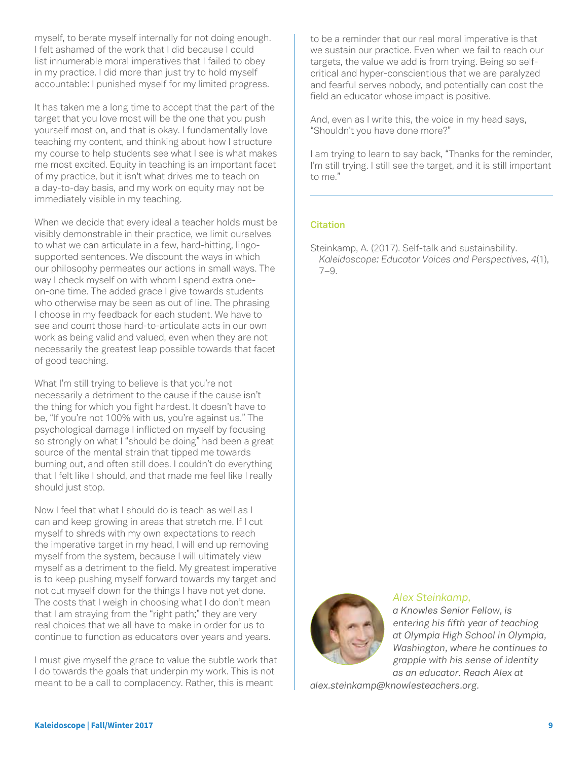myself, to berate myself internally for not doing enough. I felt ashamed of the work that I did because I could list innumerable moral imperatives that I failed to obey in my practice. I did more than just try to hold myself accountable: I punished myself for my limited progress.

It has taken me a long time to accept that the part of the target that you love most will be the one that you push yourself most on, and that is okay. I fundamentally love teaching my content, and thinking about how I structure my course to help students see what I see is what makes me most excited. Equity in teaching is an important facet of my practice, but it isn't what drives me to teach on a day-to-day basis, and my work on equity may not be immediately visible in my teaching.

When we decide that every ideal a teacher holds must be visibly demonstrable in their practice, we limit ourselves to what we can articulate in a few, hard-hitting, lingo-supported sentences. We discount the ways in which our philosophy permeates our actions in small ways. The way I check myself on with whom I spend extra one-on-one time. The added grace I give towards students who otherwise may be seen as out of line. The phrasing I choose in my feedback for each student. We have to see and count those hard-to-articulate acts in our own work as being valid and valued, even when they are not necessarily the greatest leap possible towards that facet of good teaching.

What I'm still trying to believe is that you're not necessarily a detriment to the cause if the cause isn't the thing for which you fight hardest. It doesn't have to be, "If you're not 100% with us, you're against us." The psychological damage I inflicted on myself by focusing so strongly on what I "should be doing" had been a great source of the mental strain that tipped me towards burning out, and often still does. I couldn't do everything that I felt like I should, and that made me feel like I really should just stop.

Now I feel that what I should do is teach as well as I can and keep growing in areas that stretch me. If I cut myself to shreds with my own expectations to reach the imperative target in my head, I will end up removing myself from the system, because I will ultimately view myself as a detriment to the field. My greatest imperative is to keep pushing myself forward towards my target and not cut myself down for the things I have not yet done. The costs that I weigh in choosing what I do don't mean that I am straying from the "right path;" they are very real choices that we all have to make in order for us to continue to function as educators over years and years.

I must give myself the grace to value the subtle work that I do towards the goals that underpin my work. This is not meant to be a call to complacency. Rather, this is meant to be a reminder that our real moral imperative is that we sustain our practice. Even when we fail to reach our targets, the value we add is from trying. Being so self-critical and hyper-conscientious that we are paralyzed and fearful serves nobody, and potentially can cost the field an educator whose impact is positive.

And, even as I write this, the voice in my head says, "Shouldn't you have done more?"

I am trying to learn to say back, "Thanks for the reminder, I'm still trying. I still see the target, and it is still important to me."

---

## Citation

Steinkamp, A. (2017). Self-talk and sustainability. *Kaleidoscope: Educator Voices and Perspectives, 4*(1), 7–9.

*Alex Steinkamp, a Knowles Senior Fellow, is entering his fifth year of teaching at Olympia High School in Olympia, Washington, where he continues to grapple with his sense of identity as an educator. Reach Alex at alex.steinkamp@knowlesteachers.org.*